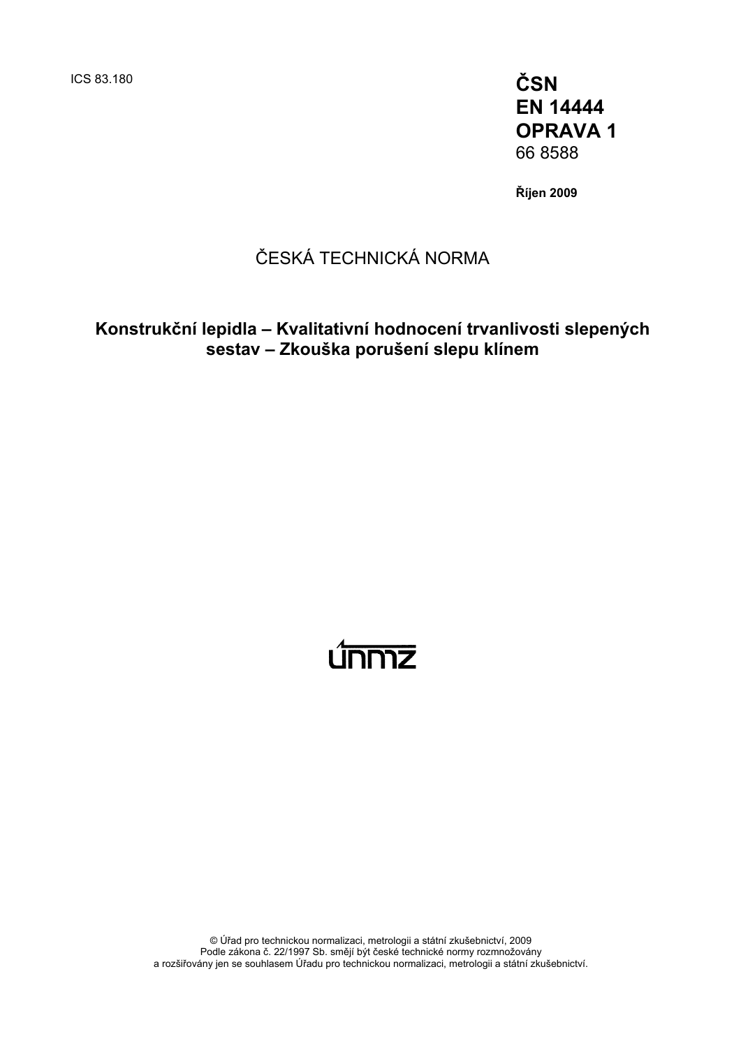ICS 83.180

**ČSN**
**EN 14444**
**OPRAVA 1**
66 8588

**Říjen 2009**

ČESKÁ TECHNICKÁ NORMA

**Konstrukční lepidla – Kvalitativní hodnocení trvanlivosti slepených sestav – Zkouška porušení slepu klínem**

únmz

© Úřad pro technickou normalizaci, metrologii a státní zkušebnictví, 2009
Podle zákona č. 22/1997 Sb. smějí být české technické normy rozmnožovány
a rozšiřovány jen se souhlasem Úřadu pro technickou normalizaci, metrologii a státní zkušebnictví.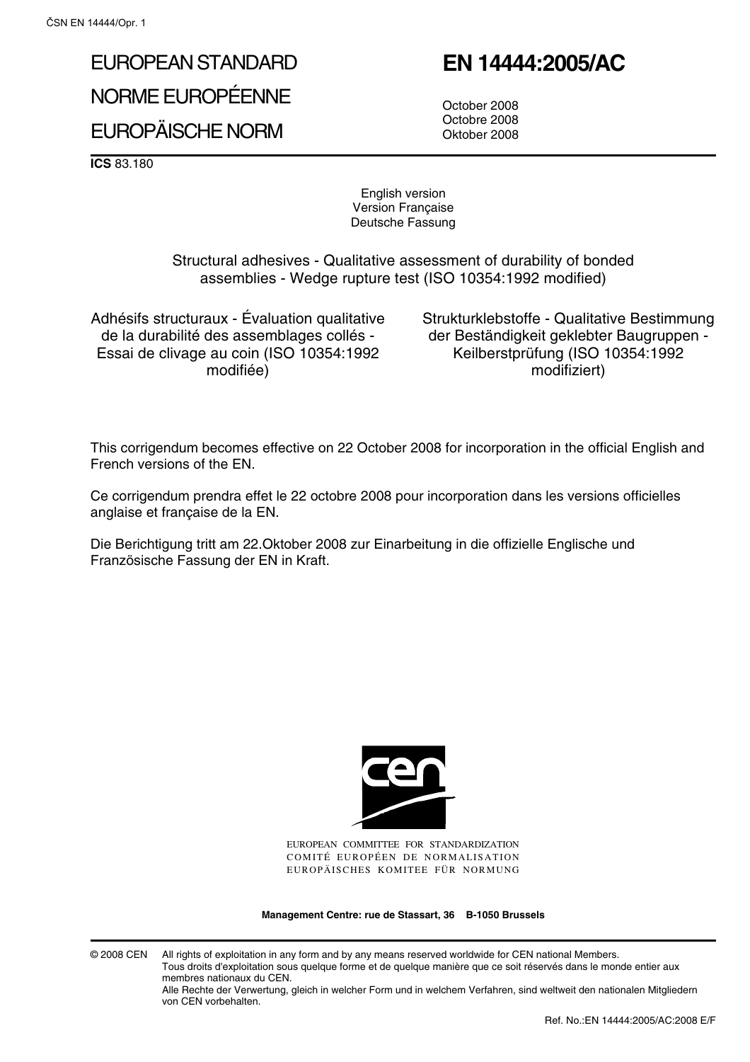# EUROPEAN STANDARD
# NORME EUROPÉENNE
# EUROPÄISCHE NORM

# EN 14444:2005/AC

October 2008
Octobre 2008
Oktober 2008

**ICS** 83.180

English version
Version Française
Deutsche Fassung

Structural adhesives - Qualitative assessment of durability of bonded assemblies - Wedge rupture test (ISO 10354:1992 modified)

Adhésifs structuraux - Évaluation qualitative de la durabilité des assemblages collés - Essai de clivage au coin (ISO 10354:1992 modifiée)

Strukturklebstoffe - Qualitative Bestimmung der Beständigkeit geklebter Baugruppen - Keilberstprüfung (ISO 10354:1992 modifiziert)

This corrigendum becomes effective on 22 October 2008 for incorporation in the official English and French versions of the EN.

Ce corrigendum prendra effet le 22 octobre 2008 pour incorporation dans les versions officielles anglaise et française de la EN.

Die Berichtigung tritt am 22.Oktober 2008 zur Einarbeitung in die offizielle Englische und Französische Fassung der EN in Kraft.

EUROPEAN COMMITTEE FOR STANDARDIZATION
COMITÉ EUROPÉEN DE NORMALISATION
EUROPÄISCHES KOMITEE FÜR NORMUNG

**Management Centre: rue de Stassart, 36 B-1050 Brussels**

© 2008 CEN All rights of exploitation in any form and by any means reserved worldwide for CEN national Members.
Tous droits d'exploitation sous quelque forme et de quelque manière que ce soit réservés dans le monde entier aux membres nationaux du CEN.
Alle Rechte der Verwertung, gleich in welcher Form und in welchem Verfahren, sind weltweit den nationalen Mitgliedern von CEN vorbehalten.

Ref. No.:EN 14444:2005/AC:2008 E/F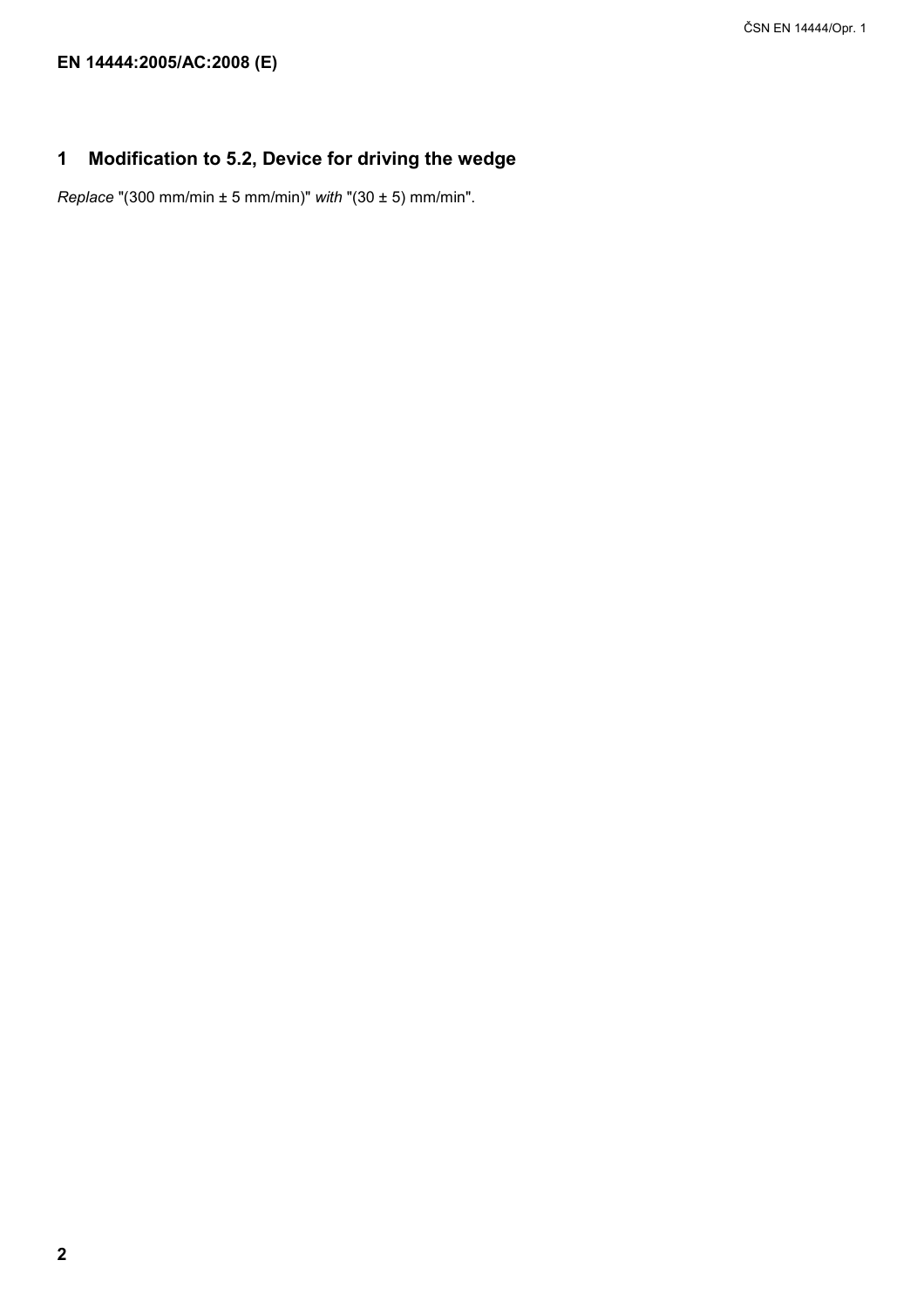## 1 Modification to 5.2, Device for driving the wedge

*Replace* "(300 mm/min ± 5 mm/min)" *with* "(30 ± 5) mm/min".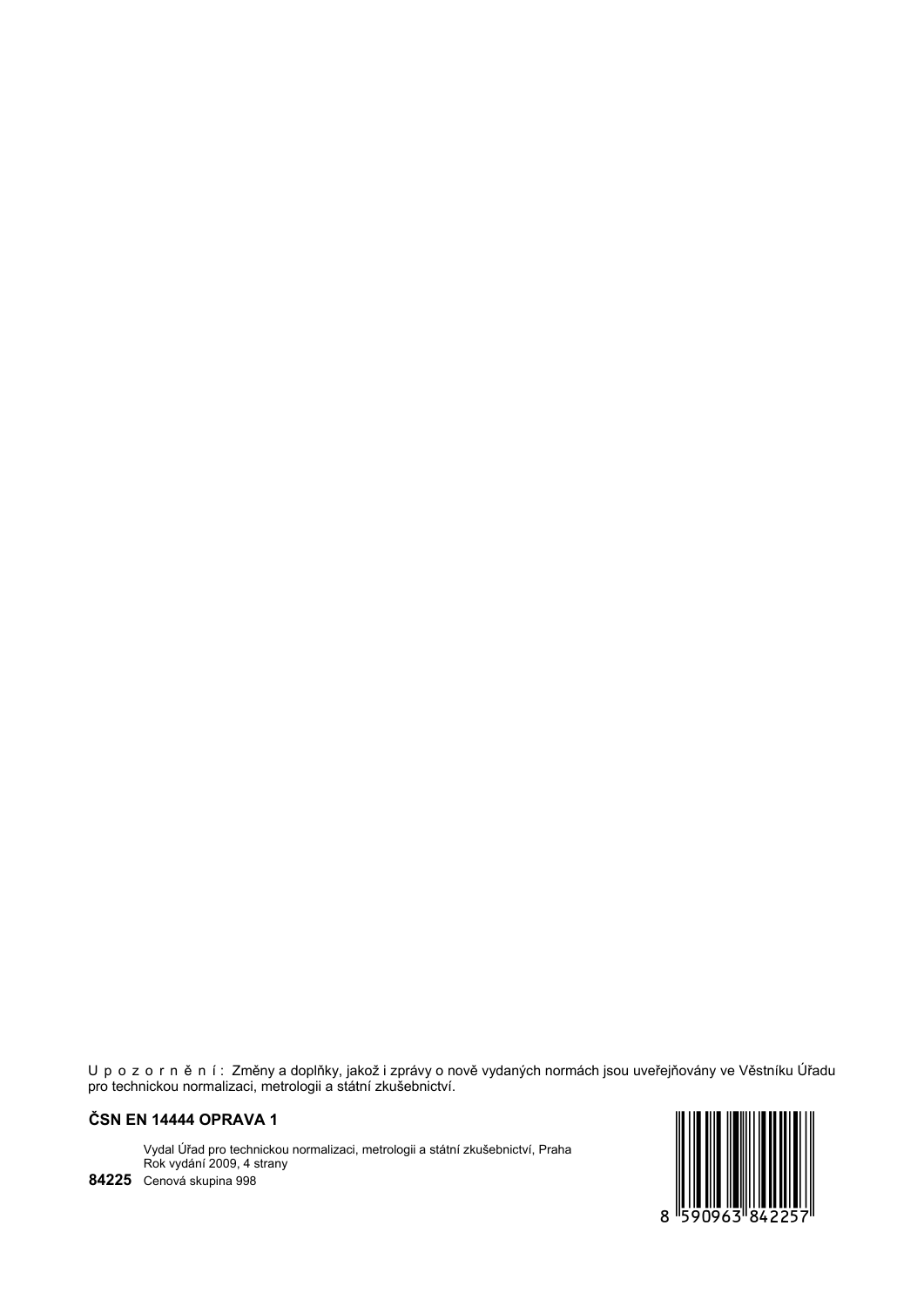U p o z o r n ě n í : Změny a doplňky, jakož i zprávy o nově vydaných normách jsou uveřejňovány ve Věstníku Úřadu pro technickou normalizaci, metrologii a státní zkušebnictví.

**ČSN EN 14444 OPRAVA 1**

Vydal Úřad pro technickou normalizaci, metrologii a státní zkušebnictví, Praha
Rok vydání 2009, 4 strany

**84225** Cenová skupina 998

8 590963 842257